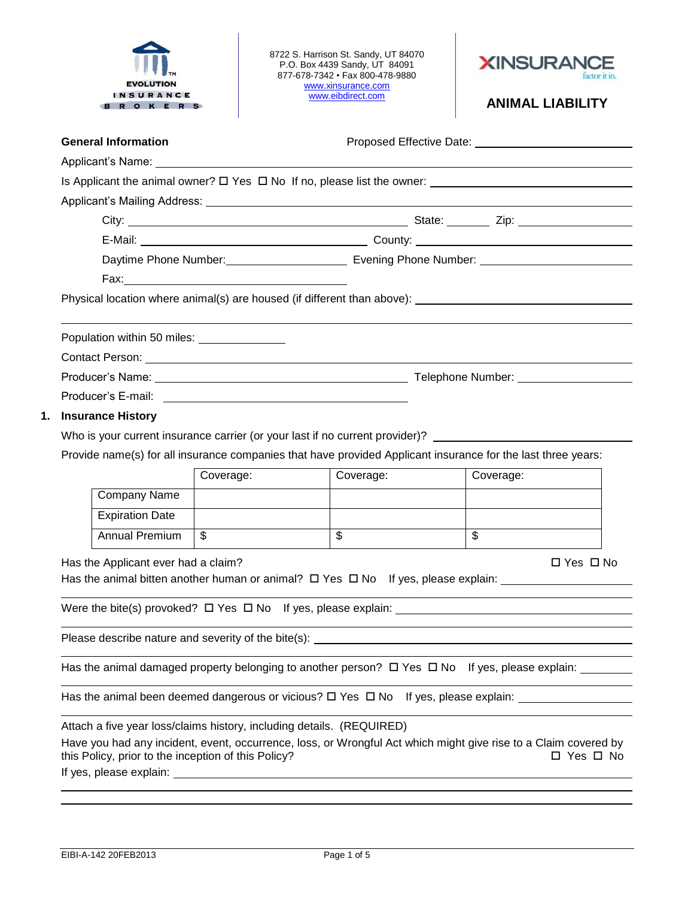EVOLUTION INSURANCE BROKERS

8722 S. Harrison St. Sandy, UT 84070
P.O. Box 4439 Sandy, UT 84091
877-678-7342 • Fax 800-478-9880
www.xinsurance.com
www.eibdirect.com

XINSURANCE factor it in.

# ANIMAL LIABILITY

**General Information** Proposed Effective Date: ____________________

Applicant's Name: ____________________

Is Applicant the animal owner? ☐ Yes ☐ No If no, please list the owner: ____________________

Applicant's Mailing Address: ____________________

City: ____________________ State: ________ Zip: ____________________

E-Mail: ____________________ County: ____________________

Daytime Phone Number: ____________________ Evening Phone Number: ____________________

Fax: ____________________

Physical location where animal(s) are housed (if different than above): ____________________

Population within 50 miles: ______________

Contact Person: ____________________

Producer's Name: ____________________ Telephone Number: ____________________

Producer's E-mail: ____________________

## 1. Insurance History

Who is your current insurance carrier (or your last if no current provider)? ____________________

Provide name(s) for all insurance companies that have provided Applicant insurance for the last three years:

| | Coverage: | Coverage: | Coverage: |
|---|---|---|---|
| Company Name | | | |
| Expiration Date | | | |
| Annual Premium | $ | $ | $ |

Has the Applicant ever had a claim? ☐ Yes ☐ No

Has the animal bitten another human or animal? ☐ Yes ☐ No If yes, please explain: ____________________

Were the bite(s) provoked? ☐ Yes ☐ No If yes, please explain: ____________________

Please describe nature and severity of the bite(s): ____________________

Has the animal damaged property belonging to another person? ☐ Yes ☐ No If yes, please explain: ________

Has the animal been deemed dangerous or vicious? ☐ Yes ☐ No If yes, please explain: ____________________

Attach a five year loss/claims history, including details. (REQUIRED)

Have you had any incident, event, occurrence, loss, or Wrongful Act which might give rise to a Claim covered by this Policy, prior to the inception of this Policy? ☐ Yes ☐ No

If yes, please explain: ____________________

EIBI-A-142 20FEB2013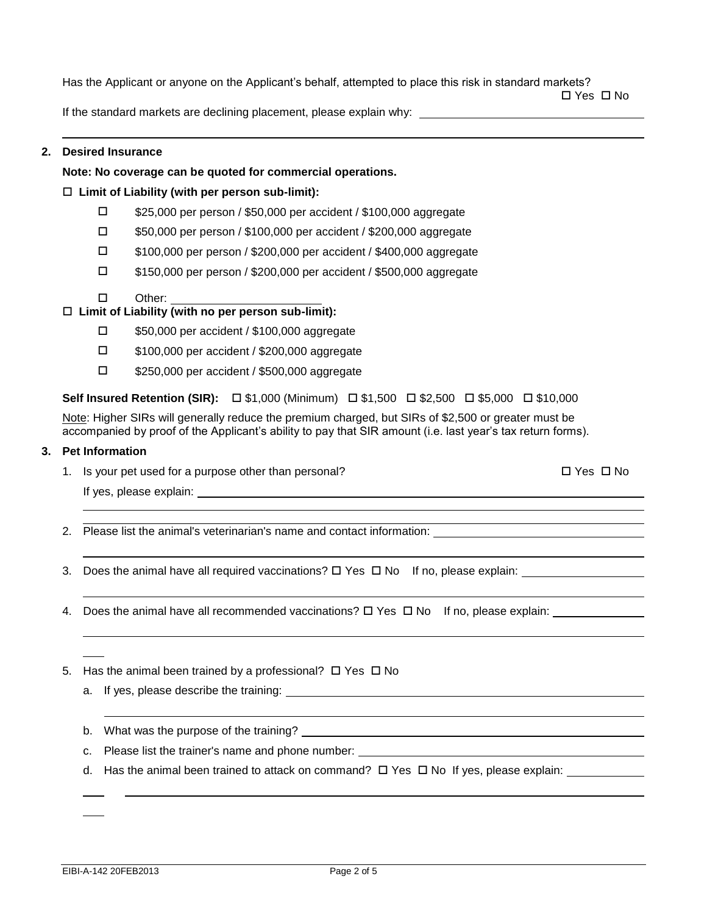Has the Applicant or anyone on the Applicant's behalf, attempted to place this risk in standard markets?

☐ Yes ☐ No

If the standard markets are declining placement, please explain why: ____________________

## 2. Desired Insurance

**Note: No coverage can be quoted for commercial operations.**

☐ **Limit of Liability (with per person sub-limit):**

- ☐ $25,000 per person / $50,000 per accident / $100,000 aggregate
- ☐ $50,000 per person / $100,000 per accident / $200,000 aggregate
- ☐ $100,000 per person / $200,000 per accident / $400,000 aggregate
- ☐ $150,000 per person / $200,000 per accident / $500,000 aggregate
- ☐ Other: ____________________

☐ **Limit of Liability (with no per person sub-limit):**

- ☐ $50,000 per accident / $100,000 aggregate
- ☐ $100,000 per accident / $200,000 aggregate
- ☐ $250,000 per accident / $500,000 aggregate

**Self Insured Retention (SIR):** ☐ $1,000 (Minimum) ☐ $1,500 ☐ $2,500 ☐ $5,000 ☐ $10,000

Note: Higher SIRs will generally reduce the premium charged, but SIRs of $2,500 or greater must be accompanied by proof of the Applicant's ability to pay that SIR amount (i.e. last year's tax return forms).

## 3. Pet Information

1. Is your pet used for a purpose other than personal? ☐ Yes ☐ No

   If yes, please explain: ____________________

2. Please list the animal's veterinarian's name and contact information: ____________________

3. Does the animal have all required vaccinations? ☐ Yes ☐ No If no, please explain: ____________________

4. Does the animal have all recommended vaccinations? ☐ Yes ☐ No If no, please explain: ____________________

5. Has the animal been trained by a professional? ☐ Yes ☐ No

   a. If yes, please describe the training: ____________________

   b. What was the purpose of the training? ____________________

   c. Please list the trainer's name and phone number: ____________________

   d. Has the animal been trained to attack on command? ☐ Yes ☐ No If yes, please explain: ____________________

EIBI-A-142 20FEB2013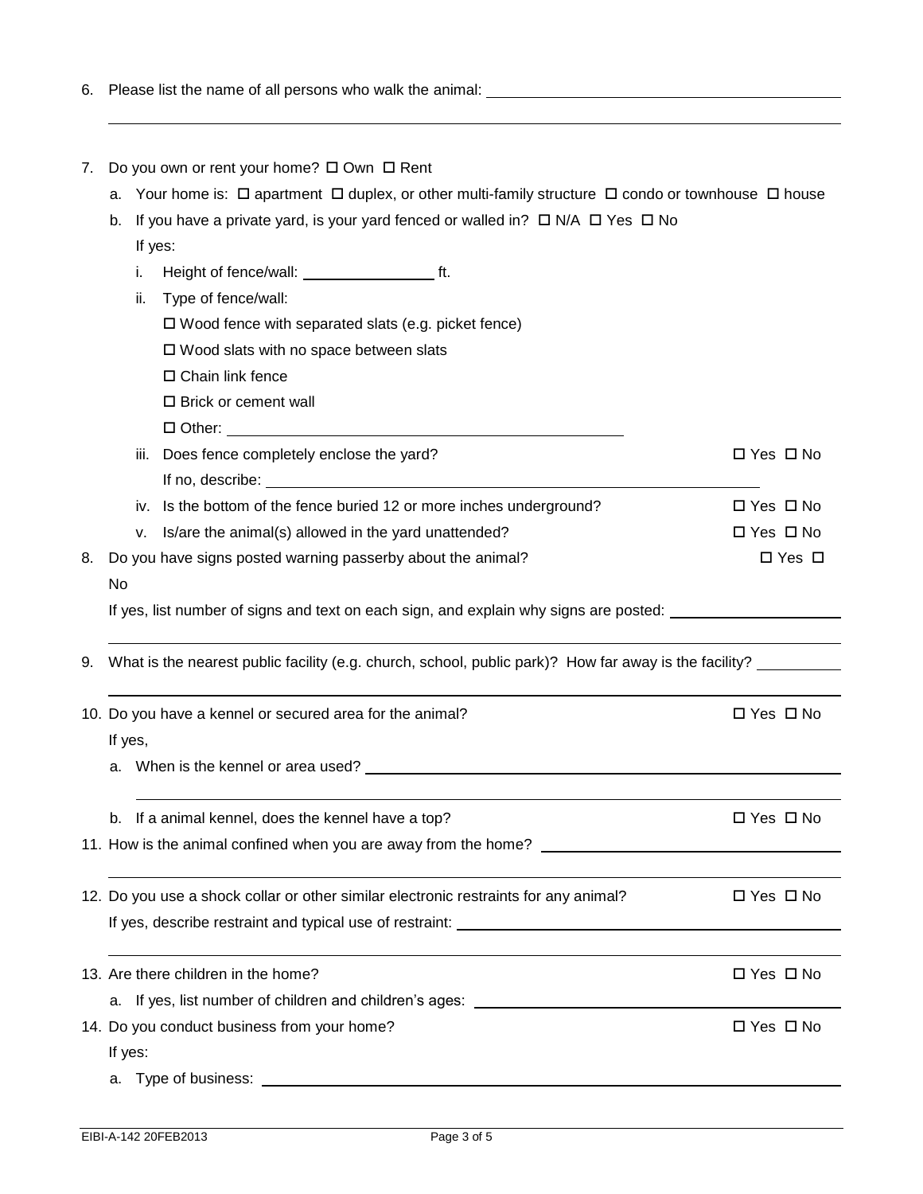6. Please list the name of all persons who walk the animal: ______________________________________________

______________________________________________________________________________

7. Do you own or rent your home? ☐ Own ☐ Rent
   a. Your home is: ☐ apartment ☐ duplex, or other multi-family structure ☐ condo or townhouse ☐ house
   b. If you have a private yard, is your yard fenced or walled in? ☐ N/A ☐ Yes ☐ No

      If yes:
      i. Height of fence/wall: ________________ ft.
      ii. Type of fence/wall:

         ☐ Wood fence with separated slats (e.g. picket fence)

         ☐ Wood slats with no space between slats

         ☐ Chain link fence

         ☐ Brick or cement wall

         ☐ Other: ______________________________________________
      iii. Does fence completely enclose the yard? ☐ Yes ☐ No

         If no, describe: ____________________________________________________________
      iv. Is the bottom of the fence buried 12 or more inches underground? ☐ Yes ☐ No
      v. Is/are the animal(s) allowed in the yard unattended? ☐ Yes ☐ No
8. Do you have signs posted warning passerby about the animal? ☐ Yes ☐ No

   If yes, list number of signs and text on each sign, and explain why signs are posted: ____________________

   ______________________________________________________________________________
9. What is the nearest public facility (e.g. church, school, public park)? How far away is the facility? __________

   ______________________________________________________________________________
10. Do you have a kennel or secured area for the animal? ☐ Yes ☐ No

    If yes,
    a. When is the kennel or area used? ____________________________________________________________

       ______________________________________________________________________________
    b. If a animal kennel, does the kennel have a top? ☐ Yes ☐ No
11. How is the animal confined when you are away from the home? ________________________________________

    ______________________________________________________________________________
12. Do you use a shock collar or other similar electronic restraints for any animal? ☐ Yes ☐ No

    If yes, describe restraint and typical use of restraint: ____________________________________________

    ______________________________________________________________________________
13. Are there children in the home? ☐ Yes ☐ No
    a. If yes, list number of children and children's ages: ____________________________________________
14. Do you conduct business from your home? ☐ Yes ☐ No

    If yes:
    a. Type of business: ____________________________________________________________

EIBI-A-142 20FEB2013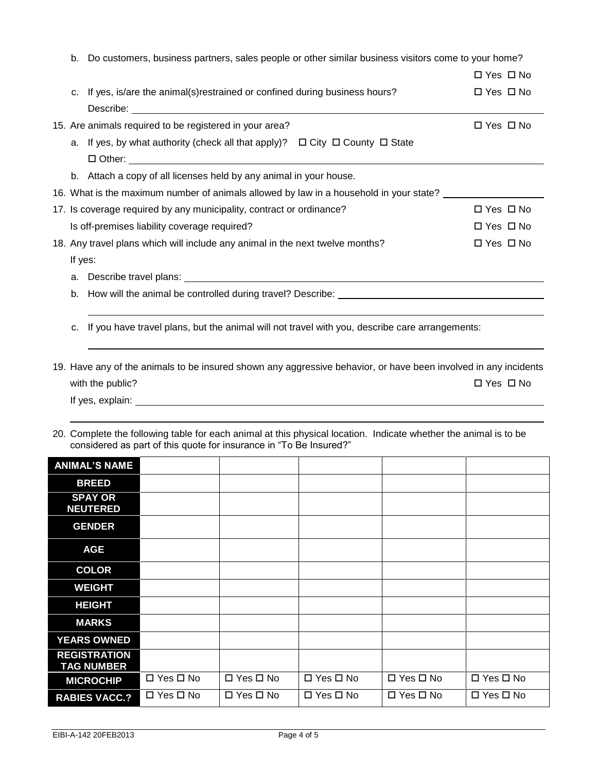b. Do customers, business partners, sales people or other similar business visitors come to your home? ☐ Yes ☐ No

c. If yes, is/are the animal(s)restrained or confined during business hours? ☐ Yes ☐ No

Describe: ______________________________

15. Are animals required to be registered in your area? ☐ Yes ☐ No

a. If yes, by what authority (check all that apply)? ☐ City ☐ County ☐ State

☐ Other: ______________________________

b. Attach a copy of all licenses held by any animal in your house.

16. What is the maximum number of animals allowed by law in a household in your state? ______________

17. Is coverage required by any municipality, contract or ordinance? ☐ Yes ☐ No

Is off-premises liability coverage required? ☐ Yes ☐ No

18. Any travel plans which will include any animal in the next twelve months? ☐ Yes ☐ No

If yes:

a. Describe travel plans: ______________________________

b. How will the animal be controlled during travel? Describe: ______________________________

______________________________

c. If you have travel plans, but the animal will not travel with you, describe care arrangements:

______________________________

19. Have any of the animals to be insured shown any aggressive behavior, or have been involved in any incidents with the public? ☐ Yes ☐ No

If yes, explain: ______________________________

______________________________

20. Complete the following table for each animal at this physical location. Indicate whether the animal is to be considered as part of this quote for insurance in "To Be Insured?"

| **ANIMAL'S NAME** | | | | | |
|---|---|---|---|---|---|
| **BREED** | | | | | |
| **SPAY OR NEUTERED** | | | | | |
| **GENDER** | | | | | |
| **AGE** | | | | | |
| **COLOR** | | | | | |
| **WEIGHT** | | | | | |
| **HEIGHT** | | | | | |
| **MARKS** | | | | | |
| **YEARS OWNED** | | | | | |
| **REGISTRATION TAG NUMBER** | | | | | |
| **MICROCHIP** | ☐ Yes ☐ No | ☐ Yes ☐ No | ☐ Yes ☐ No | ☐ Yes ☐ No | ☐ Yes ☐ No |
| **RABIES VACC.?** | ☐ Yes ☐ No | ☐ Yes ☐ No | ☐ Yes ☐ No | ☐ Yes ☐ No | ☐ Yes ☐ No |

EIBI-A-142 20FEB2013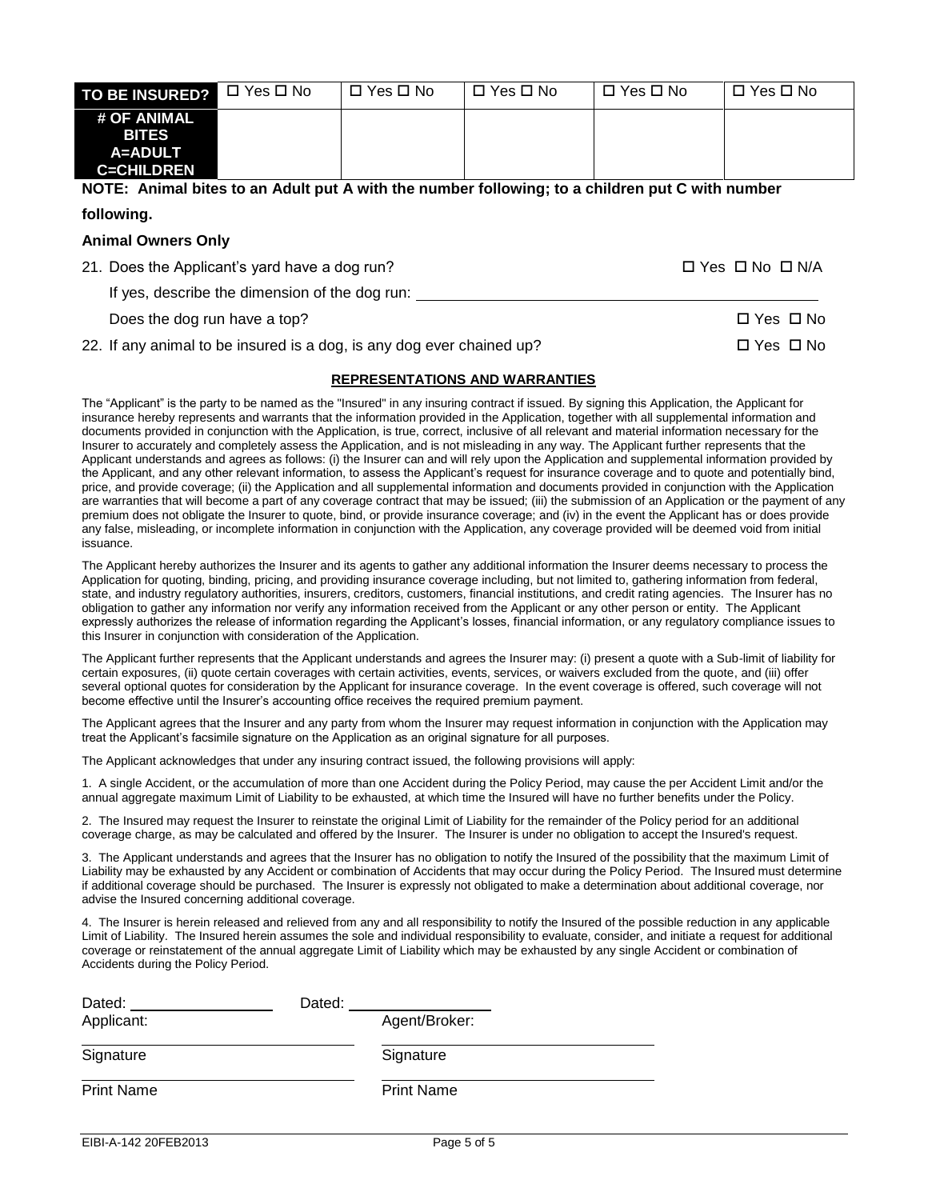| | | | | | |
|---|---|---|---|---|---|
| **TO BE INSURED?** | ☐ Yes ☐ No | ☐ Yes ☐ No | ☐ Yes ☐ No | ☐ Yes ☐ No | ☐ Yes ☐ No |
| **# OF ANIMAL BITES A=ADULT C=CHILDREN** | | | | | |

**NOTE: Animal bites to an Adult put A with the number following; to a children put C with number following.**

**Animal Owners Only**

21. Does the Applicant's yard have a dog run? ☐ Yes ☐ No ☐ N/A

    If yes, describe the dimension of the dog run: \_\_\_\_\_\_\_\_\_\_\_\_\_\_\_\_\_\_\_\_\_\_\_\_\_\_\_\_\_\_

    Does the dog run have a top? ☐ Yes ☐ No

22. If any animal to be insured is a dog, is any dog ever chained up? ☐ Yes ☐ No

## REPRESENTATIONS AND WARRANTIES

The "Applicant" is the party to be named as the "Insured" in any insuring contract if issued. By signing this Application, the Applicant for insurance hereby represents and warrants that the information provided in the Application, together with all supplemental information and documents provided in conjunction with the Application, is true, correct, inclusive of all relevant and material information necessary for the Insurer to accurately and completely assess the Application, and is not misleading in any way. The Applicant further represents that the Applicant understands and agrees as follows: (i) the Insurer can and will rely upon the Application and supplemental information provided by the Applicant, and any other relevant information, to assess the Applicant's request for insurance coverage and to quote and potentially bind, price, and provide coverage; (ii) the Application and all supplemental information and documents provided in conjunction with the Application are warranties that will become a part of any coverage contract that may be issued; (iii) the submission of an Application or the payment of any premium does not obligate the Insurer to quote, bind, or provide insurance coverage; and (iv) in the event the Applicant has or does provide any false, misleading, or incomplete information in conjunction with the Application, any coverage provided will be deemed void from initial issuance.

The Applicant hereby authorizes the Insurer and its agents to gather any additional information the Insurer deems necessary to process the Application for quoting, binding, pricing, and providing insurance coverage including, but not limited to, gathering information from federal, state, and industry regulatory authorities, insurers, creditors, customers, financial institutions, and credit rating agencies. The Insurer has no obligation to gather any information nor verify any information received from the Applicant or any other person or entity. The Applicant expressly authorizes the release of information regarding the Applicant's losses, financial information, or any regulatory compliance issues to this Insurer in conjunction with consideration of the Application.

The Applicant further represents that the Applicant understands and agrees the Insurer may: (i) present a quote with a Sub-limit of liability for certain exposures, (ii) quote certain coverages with certain activities, events, services, or waivers excluded from the quote, and (iii) offer several optional quotes for consideration by the Applicant for insurance coverage. In the event coverage is offered, such coverage will not become effective until the Insurer's accounting office receives the required premium payment.

The Applicant agrees that the Insurer and any party from whom the Insurer may request information in conjunction with the Application may treat the Applicant's facsimile signature on the Application as an original signature for all purposes.

The Applicant acknowledges that under any insuring contract issued, the following provisions will apply:

1. A single Accident, or the accumulation of more than one Accident during the Policy Period, may cause the per Accident Limit and/or the annual aggregate maximum Limit of Liability to be exhausted, at which time the Insured will have no further benefits under the Policy.

2. The Insured may request the Insurer to reinstate the original Limit of Liability for the remainder of the Policy period for an additional coverage charge, as may be calculated and offered by the Insurer. The Insurer is under no obligation to accept the Insured's request.

3. The Applicant understands and agrees that the Insurer has no obligation to notify the Insured of the possibility that the maximum Limit of Liability may be exhausted by any Accident or combination of Accidents that may occur during the Policy Period. The Insured must determine if additional coverage should be purchased. The Insurer is expressly not obligated to make a determination about additional coverage, nor advise the Insured concerning additional coverage.

4. The Insurer is herein released and relieved from any and all responsibility to notify the Insured of the possible reduction in any applicable Limit of Liability. The Insured herein assumes the sole and individual responsibility to evaluate, consider, and initiate a request for additional coverage or reinstatement of the annual aggregate Limit of Liability which may be exhausted by any single Accident or combination of Accidents during the Policy Period.

| | |
|---|---|
| Dated: \_\_\_\_\_\_\_\_\_\_\_\_ | Dated: \_\_\_\_\_\_\_\_\_\_\_\_ |
| Applicant: | Agent/Broker: |
| \_\_\_\_\_\_\_\_\_\_\_\_\_\_\_\_\_\_\_\_ | \_\_\_\_\_\_\_\_\_\_\_\_\_\_\_\_\_\_\_\_ |
| Signature | Signature |
| \_\_\_\_\_\_\_\_\_\_\_\_\_\_\_\_\_\_\_\_ | \_\_\_\_\_\_\_\_\_\_\_\_\_\_\_\_\_\_\_\_ |
| Print Name | Print Name |

EIBI-A-142 20FEB2013